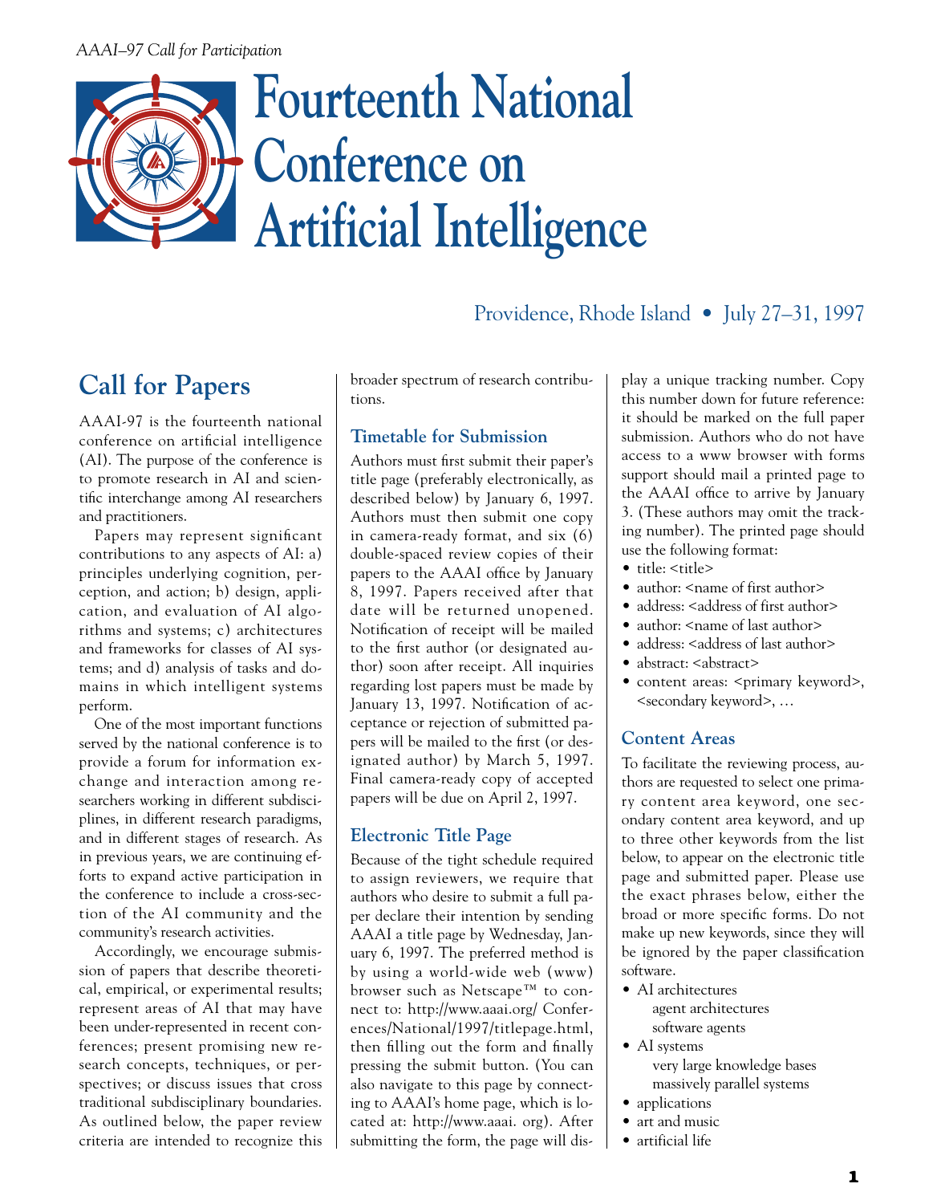# Fourteenth National Conference on Artificial Intelligence

Providence, Rhode Island • July 27–31, 1997

## Call for Papers

AAAI-97 is the fourteenth national conference on artificial intelligence (AI). The purpose of the conference is to promote research in AI and scientific interchange among AI researchers and practitioners.

Papers may represent significant contributions to any aspects of AI: a) principles underlying cognition, perception, and action; b) design, application, and evaluation of AI algorithms and systems; c) architectures and frameworks for classes of AI systems; and d) analysis of tasks and domains in which intelligent systems perform.

One of the most important functions served by the national conference is to provide a forum for information exchange and interaction among researchers working in different subdisciplines, in different research paradigms, and in different stages of research. As in previous years, we are continuing efforts to expand active participation in the conference to include a cross-section of the AI community and the community's research activities.

Accordingly, we encourage submission of papers that describe theoretical, empirical, or experimental results; represent areas of AI that may have been under-represented in recent conferences; present promising new research concepts, techniques, or perspectives; or discuss issues that cross traditional subdisciplinary boundaries. As outlined below, the paper review criteria are intended to recognize this broader spectrum of research contributions.

### Timetable for Submission

Authors must first submit their paper's title page (preferably electronically, as described below) by January 6, 1997. Authors must then submit one copy in camera-ready format, and six (6) double-spaced review copies of their papers to the AAAI office by January 8, 1997. Papers received after that date will be returned unopened. Notification of receipt will be mailed to the first author (or designated author) soon after receipt. All inquiries regarding lost papers must be made by January 13, 1997. Notification of acceptance or rejection of submitted papers will be mailed to the first (or designated author) by March 5, 1997. Final camera-ready copy of accepted papers will be due on April 2, 1997.

### Electronic Title Page

Because of the tight schedule required to assign reviewers, we require that authors who desire to submit a full paper declare their intention by sending AAAI a title page by Wednesday, January 6, 1997. The preferred method is by using a world-wide web (www) browser such as Netscape™ to connect to: http://www.aaai.org/ Conferences/National/1997/titlepage.html, then filling out the form and finally pressing the submit button. (You can also navigate to this page by connecting to AAAI's home page, which is located at: http://www.aaai. org). After submitting the form, the page will display a unique tracking number. Copy this number down for future reference: it should be marked on the full paper submission. Authors who do not have access to a www browser with forms support should mail a printed page to the AAAI office to arrive by January 3. (These authors may omit the tracking number). The printed page should use the following format:

- title: <title>
- author: <name of first author>
- address: <address of first author>
- author: <name of last author>
- address: <address of last author>
- abstract: <abstract>
- content areas: <primary keyword>, <secondary keyword>, …

### Content Areas

To facilitate the reviewing process, authors are requested to select one primary content area keyword, one secondary content area keyword, and up to three other keywords from the list below, to appear on the electronic title page and submitted paper. Please use the exact phrases below, either the broad or more specific forms. Do not make up new keywords, since they will be ignored by the paper classification software.

- AI architectures
  - agent architectures
  - software agents
- AI systems
  - very large knowledge bases
  - massively parallel systems
- applications
- art and music
- artificial life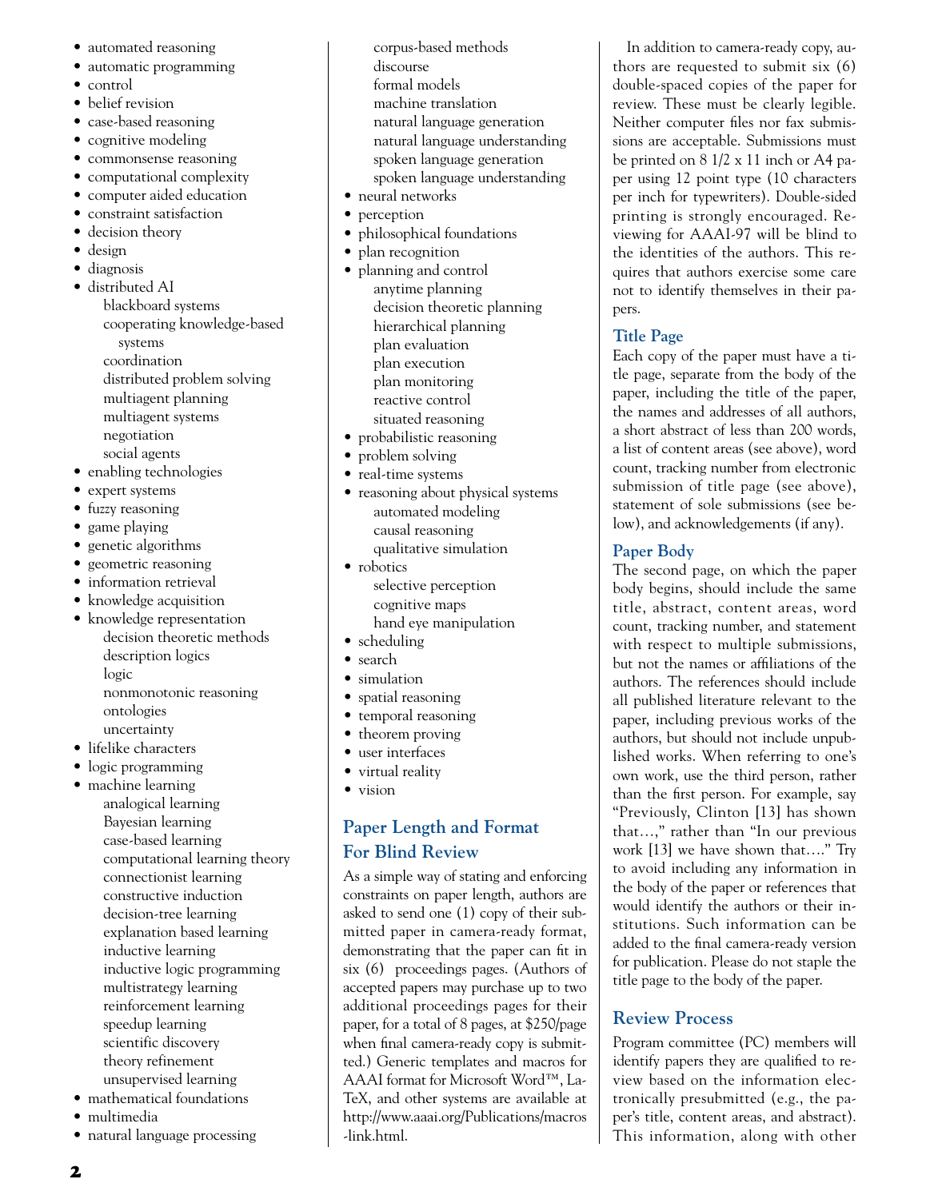- automated reasoning
- automatic programming
- control
- belief revision
- case-based reasoning
- cognitive modeling
- commonsense reasoning
- computational complexity
- computer aided education
- constraint satisfaction
- decision theory
- design
- diagnosis
- distributed AI
  - blackboard systems
  - cooperating knowledge-based systems
  - coordination
  - distributed problem solving
  - multiagent planning
  - multiagent systems
  - negotiation
  - social agents
- enabling technologies
- expert systems
- fuzzy reasoning
- game playing
- genetic algorithms
- geometric reasoning
- information retrieval
- knowledge acquisition
- knowledge representation
  - decision theoretic methods
  - description logics
  - logic
  - nonmonotonic reasoning
  - ontologies
  - uncertainty
- lifelike characters
- logic programming
- machine learning
  - analogical learning
  - Bayesian learning
  - case-based learning
  - computational learning theory
  - connectionist learning
  - constructive induction
  - decision-tree learning
  - explanation based learning
  - inductive learning
  - inductive logic programming
  - multistrategy learning
  - reinforcement learning
  - speedup learning
  - scientific discovery
  - theory refinement
  - unsupervised learning
- mathematical foundations
- multimedia
- natural language processing
  - corpus-based methods
  - discourse
  - formal models
  - machine translation
  - natural language generation
  - natural language understanding
  - spoken language generation
  - spoken language understanding
- neural networks
- perception
- philosophical foundations
- plan recognition
- planning and control
  - anytime planning
  - decision theoretic planning
  - hierarchical planning
  - plan evaluation
  - plan execution
  - plan monitoring
  - reactive control
  - situated reasoning
- probabilistic reasoning
- problem solving
- real-time systems
- reasoning about physical systems
  - automated modeling
  - causal reasoning
  - qualitative simulation
- robotics
  - selective perception
  - cognitive maps
  - hand eye manipulation
- scheduling
- search
- simulation
- spatial reasoning
- temporal reasoning
- theorem proving
- user interfaces
- virtual reality
- vision

## Paper Length and Format For Blind Review

As a simple way of stating and enforcing constraints on paper length, authors are asked to send one (1) copy of their submitted paper in camera-ready format, demonstrating that the paper can fit in six (6) proceedings pages. (Authors of accepted papers may purchase up to two additional proceedings pages for their paper, for a total of 8 pages, at $250/page when final camera-ready copy is submitted.) Generic templates and macros for AAAI format for Microsoft Word™, LaTeX, and other systems are available at http://www.aaai.org/Publications/macros-link.html.

In addition to camera-ready copy, authors are requested to submit six (6) double-spaced copies of the paper for review. These must be clearly legible. Neither computer files nor fax submissions are acceptable. Submissions must be printed on 8 1/2 x 11 inch or A4 paper using 12 point type (10 characters per inch for typewriters). Double-sided printing is strongly encouraged. Reviewing for AAAI-97 will be blind to the identities of the authors. This requires that authors exercise some care not to identify themselves in their papers.

### Title Page

Each copy of the paper must have a title page, separate from the body of the paper, including the title of the paper, the names and addresses of all authors, a short abstract of less than 200 words, a list of content areas (see above), word count, tracking number from electronic submission of title page (see above), statement of sole submissions (see below), and acknowledgements (if any).

### Paper Body

The second page, on which the paper body begins, should include the same title, abstract, content areas, word count, tracking number, and statement with respect to multiple submissions, but not the names or affiliations of the authors. The references should include all published literature relevant to the paper, including previous works of the authors, but should not include unpublished works. When referring to one's own work, use the third person, rather than the first person. For example, say "Previously, Clinton [13] has shown that…," rather than "In our previous work [13] we have shown that…." Try to avoid including any information in the body of the paper or references that would identify the authors or their institutions. Such information can be added to the final camera-ready version for publication. Please do not staple the title page to the body of the paper.

## Review Process

Program committee (PC) members will identify papers they are qualified to review based on the information electronically presubmitted (e.g., the paper's title, content areas, and abstract). This information, along with other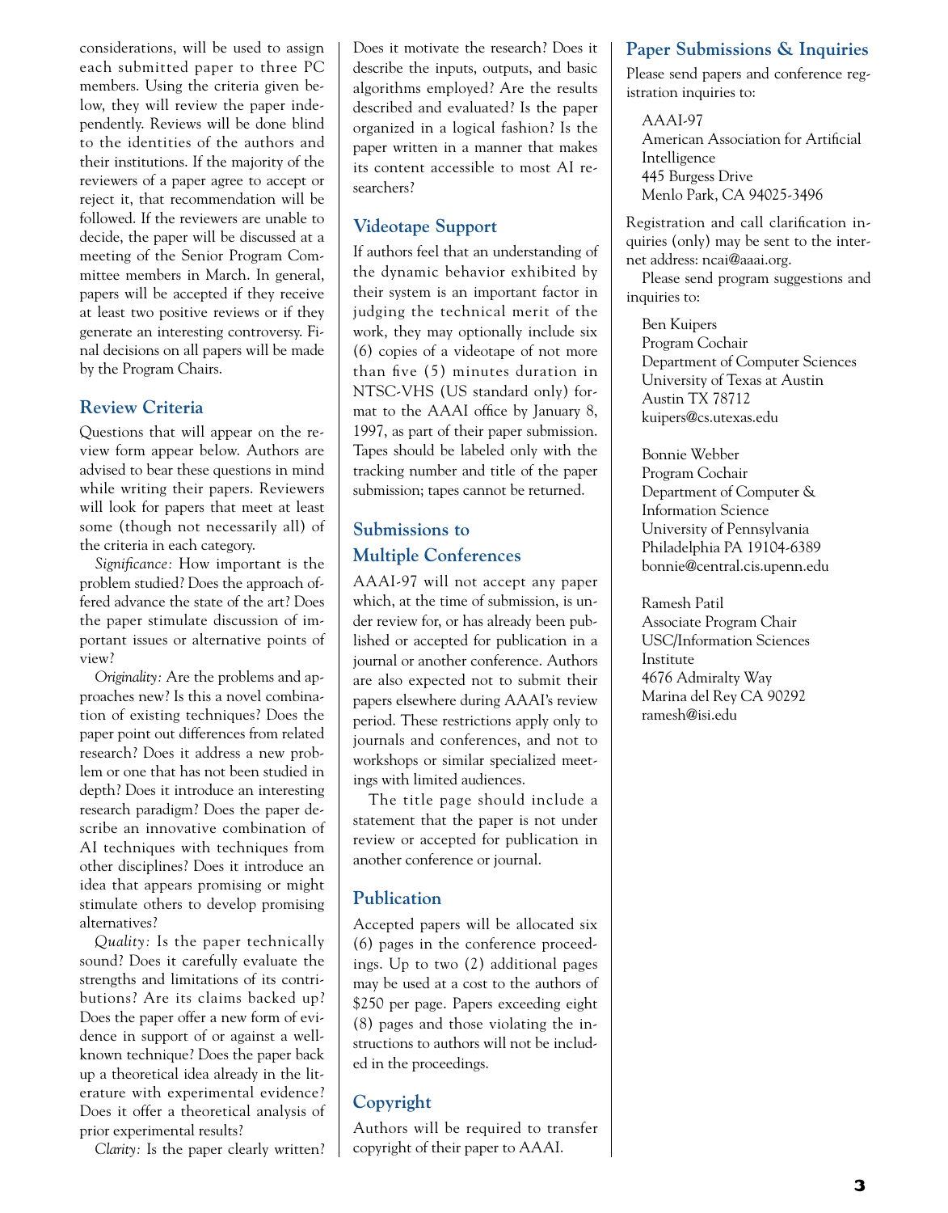considerations, will be used to assign each submitted paper to three PC members. Using the criteria given below, they will review the paper independently. Reviews will be done blind to the identities of the authors and their institutions. If the majority of the reviewers of a paper agree to accept or reject it, that recommendation will be followed. If the reviewers are unable to decide, the paper will be discussed at a meeting of the Senior Program Committee members in March. In general, papers will be accepted if they receive at least two positive reviews or if they generate an interesting controversy. Final decisions on all papers will be made by the Program Chairs.

## Review Criteria

Questions that will appear on the review form appear below. Authors are advised to bear these questions in mind while writing their papers. Reviewers will look for papers that meet at least some (though not necessarily all) of the criteria in each category.

*Significance:* How important is the problem studied? Does the approach offered advance the state of the art? Does the paper stimulate discussion of important issues or alternative points of view?

*Originality:* Are the problems and approaches new? Is this a novel combination of existing techniques? Does the paper point out differences from related research? Does it address a new problem or one that has not been studied in depth? Does it introduce an interesting research paradigm? Does the paper describe an innovative combination of AI techniques with techniques from other disciplines? Does it introduce an idea that appears promising or might stimulate others to develop promising alternatives?

*Quality:* Is the paper technically sound? Does it carefully evaluate the strengths and limitations of its contributions? Are its claims backed up? Does the paper offer a new form of evidence in support of or against a well-known technique? Does the paper back up a theoretical idea already in the literature with experimental evidence? Does it offer a theoretical analysis of prior experimental results?

*Clarity:* Is the paper clearly written? Does it motivate the research? Does it describe the inputs, outputs, and basic algorithms employed? Are the results described and evaluated? Is the paper organized in a logical fashion? Is the paper written in a manner that makes its content accessible to most AI researchers?

## Videotape Support

If authors feel that an understanding of the dynamic behavior exhibited by their system is an important factor in judging the technical merit of the work, they may optionally include six (6) copies of a videotape of not more than five (5) minutes duration in NTSC-VHS (US standard only) format to the AAAI office by January 8, 1997, as part of their paper submission. Tapes should be labeled only with the tracking number and title of the paper submission; tapes cannot be returned.

## Submissions to Multiple Conferences

AAAI-97 will not accept any paper which, at the time of submission, is under review for, or has already been published or accepted for publication in a journal or another conference. Authors are also expected not to submit their papers elsewhere during AAAI's review period. These restrictions apply only to journals and conferences, and not to workshops or similar specialized meetings with limited audiences.

The title page should include a statement that the paper is not under review or accepted for publication in another conference or journal.

## Publication

Accepted papers will be allocated six (6) pages in the conference proceedings. Up to two (2) additional pages may be used at a cost to the authors of $250 per page. Papers exceeding eight (8) pages and those violating the instructions to authors will not be included in the proceedings.

## Copyright

Authors will be required to transfer copyright of their paper to AAAI.

## Paper Submissions & Inquiries

Please send papers and conference registration inquiries to:

AAAI-97
American Association for Artificial Intelligence
445 Burgess Drive
Menlo Park, CA 94025-3496

Registration and call clarification inquiries (only) may be sent to the internet address: ncai@aaai.org.

Please send program suggestions and inquiries to:

Ben Kuipers
Program Cochair
Department of Computer Sciences
University of Texas at Austin
Austin TX 78712
kuipers@cs.utexas.edu

Bonnie Webber
Program Cochair
Department of Computer & Information Science
University of Pennsylvania
Philadelphia PA 19104-6389
bonnie@central.cis.upenn.edu

Ramesh Patil
Associate Program Chair
USC/Information Sciences Institute
4676 Admiralty Way
Marina del Rey CA 90292
ramesh@isi.edu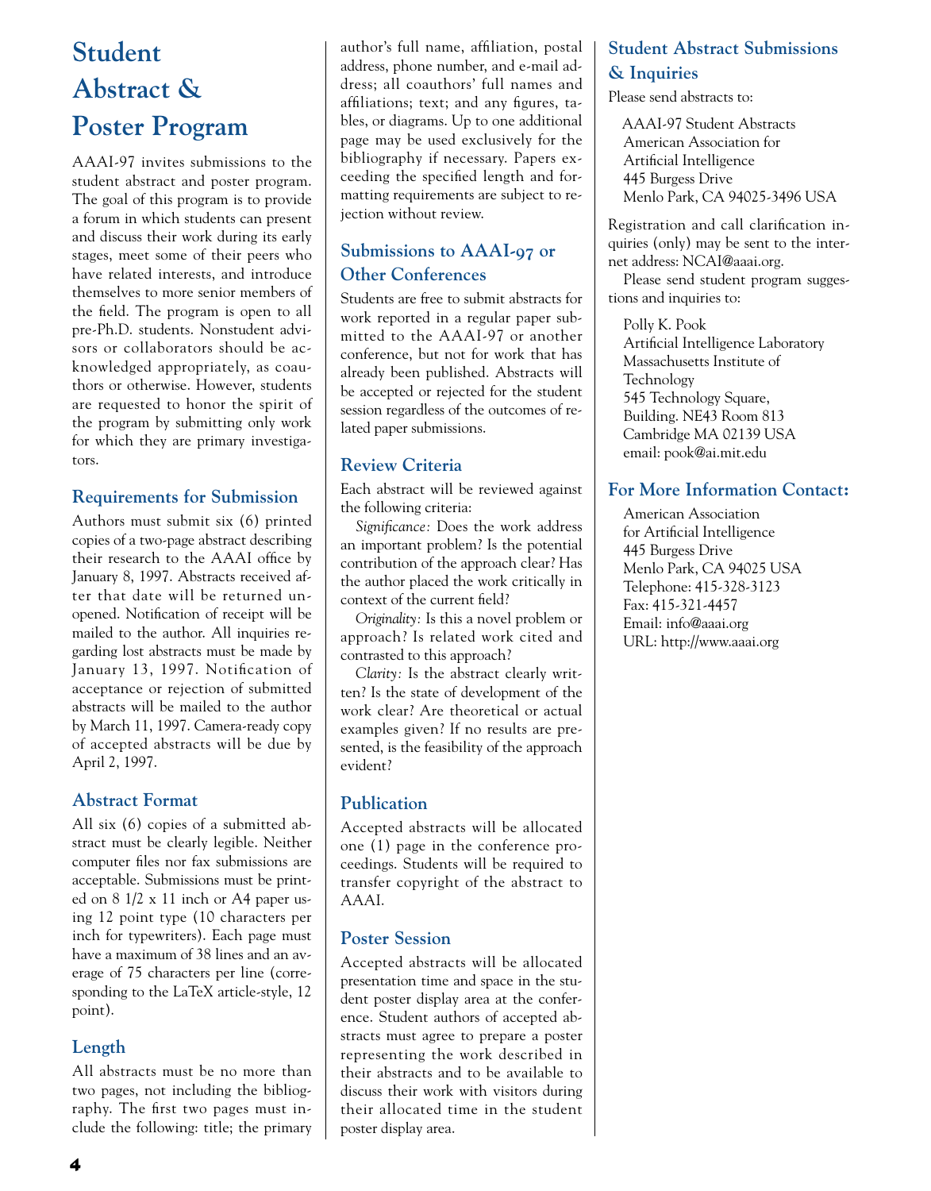# Student Abstract & Poster Program

AAAI-97 invites submissions to the student abstract and poster program. The goal of this program is to provide a forum in which students can present and discuss their work during its early stages, meet some of their peers who have related interests, and introduce themselves to more senior members of the field. The program is open to all pre-Ph.D. students. Nonstudent advisors or collaborators should be acknowledged appropriately, as coauthors or otherwise. However, students are requested to honor the spirit of the program by submitting only work for which they are primary investigators.

## Requirements for Submission

Authors must submit six (6) printed copies of a two-page abstract describing their research to the AAAI office by January 8, 1997. Abstracts received after that date will be returned unopened. Notification of receipt will be mailed to the author. All inquiries regarding lost abstracts must be made by January 13, 1997. Notification of acceptance or rejection of submitted abstracts will be mailed to the author by March 11, 1997. Camera-ready copy of accepted abstracts will be due by April 2, 1997.

## Abstract Format

All six (6) copies of a submitted abstract must be clearly legible. Neither computer files nor fax submissions are acceptable. Submissions must be printed on 8 1/2 x 11 inch or A4 paper using 12 point type (10 characters per inch for typewriters). Each page must have a maximum of 38 lines and an average of 75 characters per line (corresponding to the LaTeX article-style, 12 point).

## Length

All abstracts must be no more than two pages, not including the bibliography. The first two pages must include the following: title; the primary author's full name, affiliation, postal address, phone number, and e-mail address; all coauthors' full names and affiliations; text; and any figures, tables, or diagrams. Up to one additional page may be used exclusively for the bibliography if necessary. Papers exceeding the specified length and formatting requirements are subject to rejection without review.

## Submissions to AAAI-97 or Other Conferences

Students are free to submit abstracts for work reported in a regular paper submitted to the AAAI-97 or another conference, but not for work that has already been published. Abstracts will be accepted or rejected for the student session regardless of the outcomes of related paper submissions.

## Review Criteria

Each abstract will be reviewed against the following criteria:

*Significance:* Does the work address an important problem? Is the potential contribution of the approach clear? Has the author placed the work critically in context of the current field?

*Originality:* Is this a novel problem or approach? Is related work cited and contrasted to this approach?

*Clarity:* Is the abstract clearly written? Is the state of development of the work clear? Are theoretical or actual examples given? If no results are presented, is the feasibility of the approach evident?

## Publication

Accepted abstracts will be allocated one (1) page in the conference proceedings. Students will be required to transfer copyright of the abstract to AAAI.

## Poster Session

Accepted abstracts will be allocated presentation time and space in the student poster display area at the conference. Student authors of accepted abstracts must agree to prepare a poster representing the work described in their abstracts and to be available to discuss their work with visitors during their allocated time in the student poster display area.

## Student Abstract Submissions & Inquiries

Please send abstracts to:

AAAI-97 Student Abstracts
American Association for Artificial Intelligence
445 Burgess Drive
Menlo Park, CA 94025-3496 USA

Registration and call clarification inquiries (only) may be sent to the internet address: NCAI@aaai.org.

Please send student program suggestions and inquiries to:

Polly K. Pook
Artificial Intelligence Laboratory
Massachusetts Institute of Technology
545 Technology Square, Building. NE43 Room 813
Cambridge MA 02139 USA
email: pook@ai.mit.edu

## For More Information Contact:

American Association for Artificial Intelligence
445 Burgess Drive
Menlo Park, CA 94025 USA
Telephone: 415-328-3123
Fax: 415-321-4457
Email: info@aaai.org
URL: http://www.aaai.org